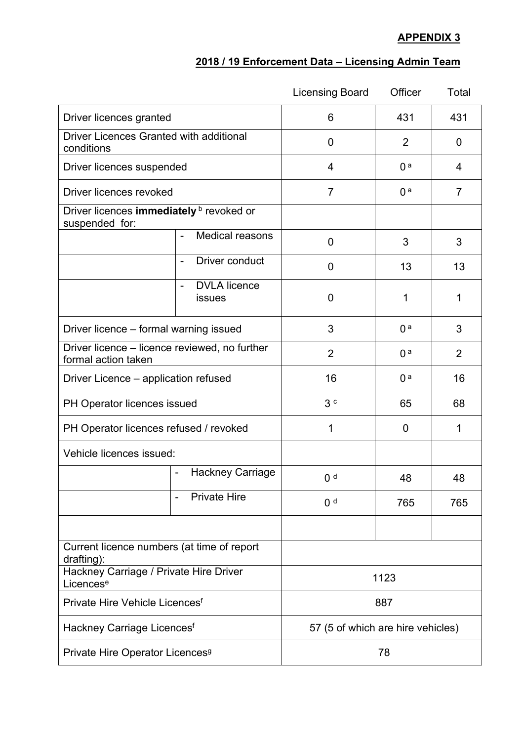**APPENDIX 3**

**2018 / 19 Enforcement Data – Licensing Admin Team**

| | | Licensing Board | Officer | Total |
|---|---|---|---|---|
| Driver licences granted | | 6 | 431 | 431 |
| Driver Licences Granted with additional conditions | | 0 | 2 | 0 |
| Driver licences suspended | | 4 | 0 [a] | 4 |
| Driver licences revoked | | 7 | 0 [a] | 7 |
| Driver licences **immediately** [b] revoked or suspended for: | | | | |
| | - Medical reasons | 0 | 3 | 3 |
| | - Driver conduct | 0 | 13 | 13 |
| | - DVLA licence issues | 0 | 1 | 1 |
| Driver licence – formal warning issued | | 3 | 0 [a] | 3 |
| Driver licence – licence reviewed, no further formal action taken | | 2 | 0 [a] | 2 |
| Driver Licence – application refused | | 16 | 0 [a] | 16 |
| PH Operator licences issued | | 3 [c] | 65 | 68 |
| PH Operator licences refused / revoked | | 1 | 0 | 1 |
| Vehicle licences issued: | | | | |
| | - Hackney Carriage | 0 [d] | 48 | 48 |
| | - Private Hire | 0 [d] | 765 | 765 |
| | | | | |
| Current licence numbers (at time of report drafting): | | | | |
| Hackney Carriage / Private Hire Driver Licences[e] | | 1123 | | |
| Private Hire Vehicle Licences[f] | | 887 | | |
| Hackney Carriage Licences[f] | | 57 (5 of which are hire vehicles) | | |
| Private Hire Operator Licences[g] | | 78 | | |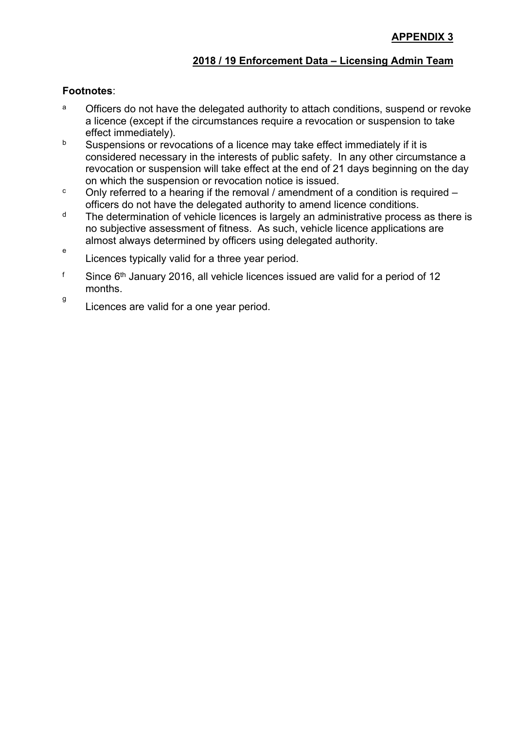**APPENDIX 3**

**2018 / 19 Enforcement Data – Licensing Admin Team**

**Footnotes**:

[a] Officers do not have the delegated authority to attach conditions, suspend or revoke a licence (except if the circumstances require a revocation or suspension to take effect immediately).

[b] Suspensions or revocations of a licence may take effect immediately if it is considered necessary in the interests of public safety. In any other circumstance a revocation or suspension will take effect at the end of 21 days beginning on the day on which the suspension or revocation notice is issued.

[c] Only referred to a hearing if the removal / amendment of a condition is required – officers do not have the delegated authority to amend licence conditions.

[d] The determination of vehicle licences is largely an administrative process as there is no subjective assessment of fitness. As such, vehicle licence applications are almost always determined by officers using delegated authority.

[e] Licences typically valid for a three year period.

[f] Since 6th January 2016, all vehicle licences issued are valid for a period of 12 months.

[g] Licences are valid for a one year period.